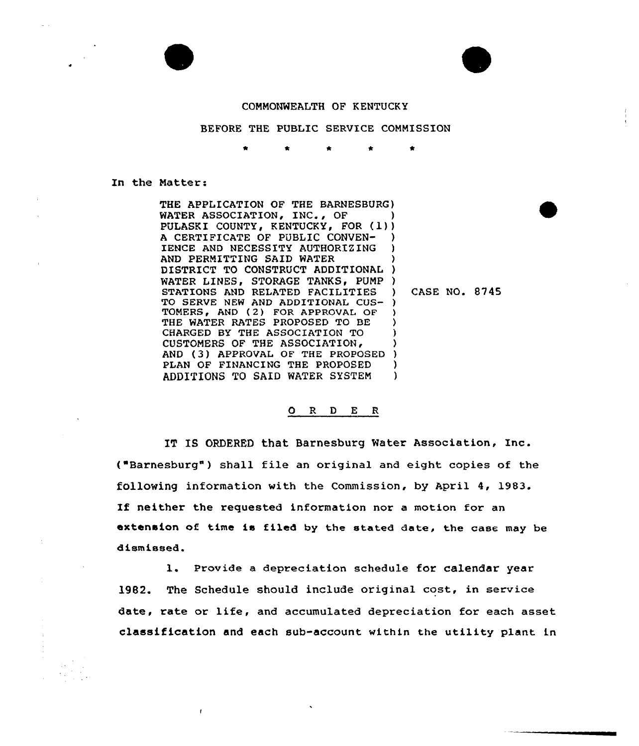COMMONWEALTH OF KENTUCKY

BEFORE THE PUBLIC SERVICE COMMISSION

\* \* \* \* \*

In the Matter:

| | |
|---|---|
| THE APPLICATION OF THE BARNESBURG WATER ASSOCIATION, INC., OF PULASKI COUNTY, KENTUCKY, FOR (1) A CERTIFICATE OF PUBLIC CONVENIENCE AND NECESSITY AUTHORIZING AND PERMITTING SAID WATER DISTRICT TO CONSTRUCT ADDITIONAL WATER LINES, STORAGE TANKS, PUMP STATIONS AND RELATED FACILITIES TO SERVE NEW AND ADDITIONAL CUSTOMERS, AND (2) FOR APPROVAL OF THE WATER RATES PROPOSED TO BE CHARGED BY THE ASSOCIATION TO CUSTOMERS OF THE ASSOCIATION, AND (3) APPROVAL OF THE PROPOSED PLAN OF FINANCING THE PROPOSED ADDITIONS TO SAID WATER SYSTEM | CASE NO. 8745 |

## O R D E R

IT IS ORDERED that Barnesburg Water Association, Inc. ("Barnesburg") shall file an original and eight copies of the following information with the Commission, by April 4, 1983. If neither the requested information nor a motion for an extension of time is filed by the stated date, the case may be dismissed.

1. Provide a depreciation schedule for calendar year 1982. The Schedule should include original cost, in service date, rate or life, and accumulated depreciation for each asset classification and each sub-account within the utility plant in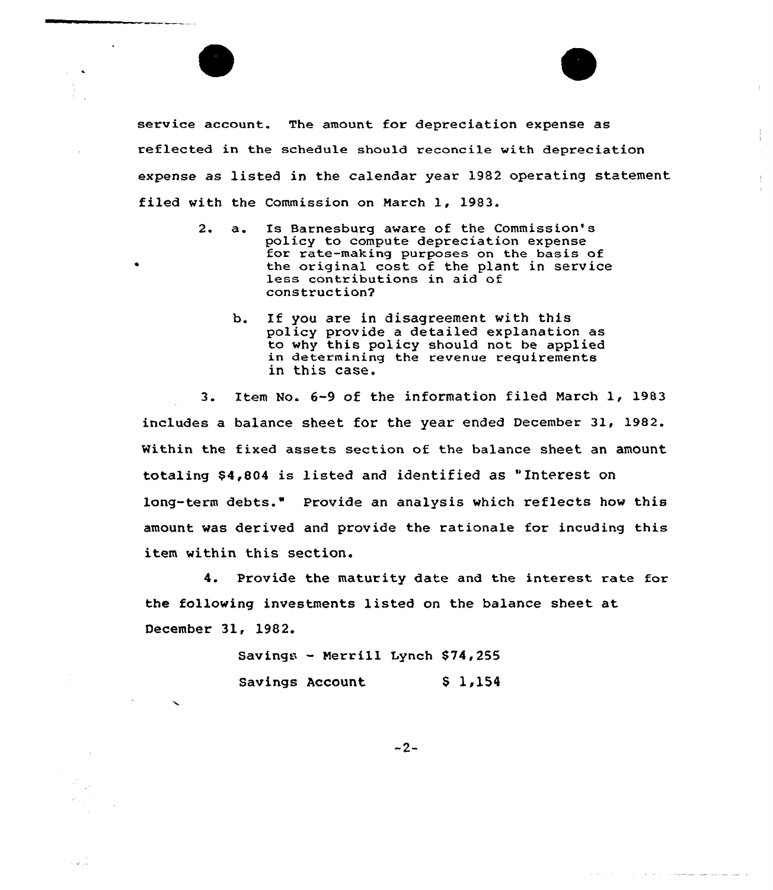service account. The amount for depreciation expense as reflected in the schedule should reconcile with depreciation expense as listed in the calendar year 1982 operating statement filed with the Commission on March 1, 1983.

2. a. Is Barnesburg aware of the Commission's policy to compute depreciation expense for rate-making purposes on the basis of the original cost of the plant in service less contributions in aid of construction?

   b. If you are in disagreement with this policy provide a detailed explanation as to why this policy should not be applied in determining the revenue requirements in this case.

3. Item No. 6-9 of the information filed March 1, 1983 includes a balance sheet for the year ended December 31, 1982. Within the fixed assets section of the balance sheet an amount totaling $4,804 is listed and identified as "Interest on long-term debts." Provide an analysis which reflects how this amount was derived and provide the rationale for incuding this item within this section.

4. Provide the maturity date and the interest rate for the following investments listed on the balance sheet at December 31, 1982.

| | |
|---|---|
| Savings - Merrill Lynch | $74,255 |
| Savings Account | $ 1,154 |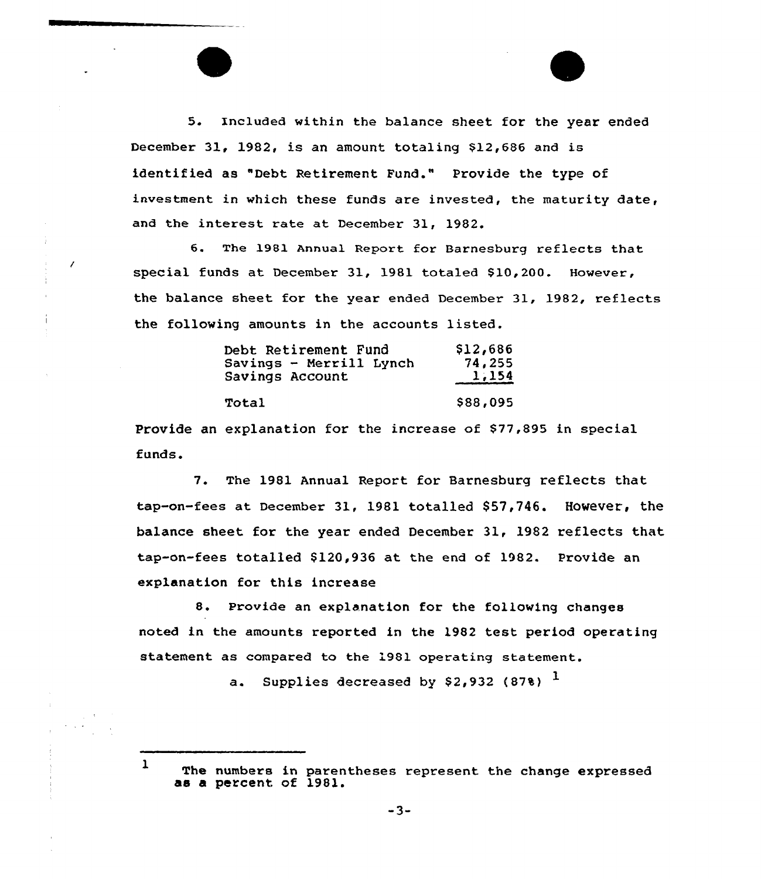5. Included within the balance sheet for the year ended December 31, 1982, is an amount totaling $12,686 and is identified as "Debt Retirement Fund." Provide the type of investment in which these funds are invested, the maturity date, and the interest rate at December 31, 1982.

6. The 1981 Annual Report for Barnesburg reflects that special funds at December 31, 1981 totaled $10,200. However, the balance sheet for the year ended December 31, 1982, reflects the following amounts in the accounts listed.

| | |
|---|---|
| Debt Retirement Fund | $12,686 |
| Savings - Merrill Lynch | 74,255 |
| Savings Account | 1,154 |
| Total | $88,095 |

Provide an explanation for the increase of $77,895 in special funds.

7. The 1981 Annual Report for Barnesburg reflects that tap-on-fees at December 31, 1981 totalled $57,746. However, the balance sheet for the year ended December 31, 1982 reflects that tap-on-fees totalled $120,936 at the end of 1982. Provide an explanation for this increase

8. Provide an explanation for the following changes noted in the amounts reported in the 1982 test period operating statement as compared to the 1981 operating statement.

a. Supplies decreased by $2,932 (87%) [1]

---

[1] The numbers in parentheses represent the change expressed as a percent of 1981.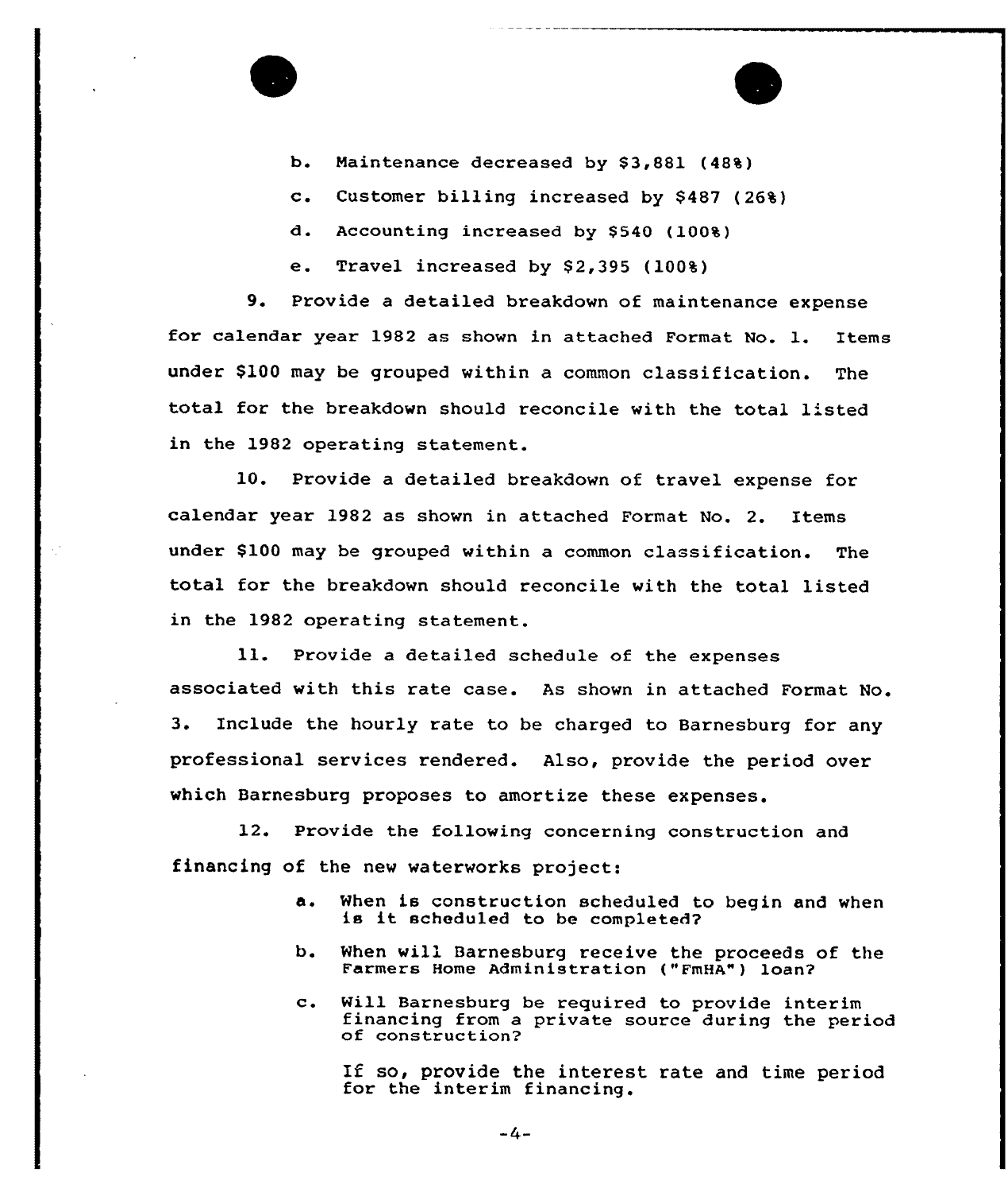b. Maintenance decreased by $3,881 (48%)

c. Customer billing increased by $487 (26%)

d. Accounting increased by $540 (100%)

e. Travel increased by $2,395 (100%)

9. Provide a detailed breakdown of maintenance expense for calendar year 1982 as shown in attached Format No. 1. Items under $100 may be grouped within a common classification. The total for the breakdown should reconcile with the total listed in the 1982 operating statement.

10. Provide a detailed breakdown of travel expense for calendar year 1982 as shown in attached Format No. 2. Items under $100 may be grouped within a common classification. The total for the breakdown should reconcile with the total listed in the 1982 operating statement.

11. Provide a detailed schedule of the expenses associated with this rate case. As shown in attached Format No. 3. Include the hourly rate to be charged to Barnesburg for any professional services rendered. Also, provide the period over which Barnesburg proposes to amortize these expenses.

12. Provide the following concerning construction and financing of the new waterworks project:

a. When is construction scheduled to begin and when is it scheduled to be completed?

b. When will Barnesburg receive the proceeds of the Farmers Home Administration ("FmHA") loan?

c. Will Barnesburg be required to provide interim financing from a private source during the period of construction?

If so, provide the interest rate and time period for the interim financing.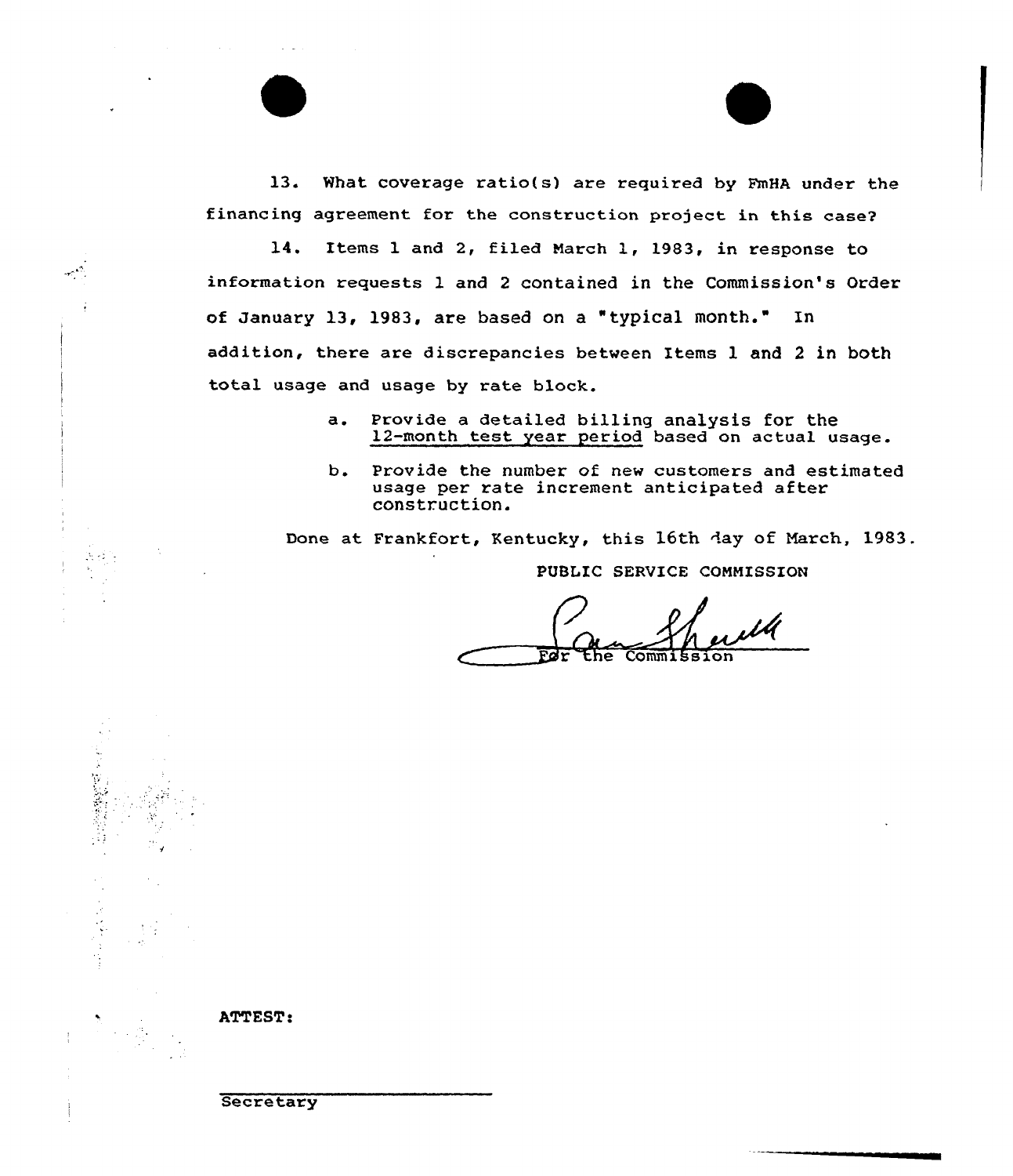13. What coverage ratio(s) are required by FmHA under the financing agreement for the construction project in this case?

14. Items 1 and 2, filed March 1, 1983, in response to information requests 1 and 2 contained in the Commission's Order of January 13, 1983, are based on a "typical month." In addition, there are discrepancies between Items 1 and 2 in both total usage and usage by rate block.

a. Provide a detailed billing analysis for the 12-month test year period based on actual usage.

b. Provide the number of new customers and estimated usage per rate increment anticipated after construction.

Done at Frankfort, Kentucky, this 16th day of March, 1983.

PUBLIC SERVICE COMMISSION

For the Commission

ATTEST:

Secretary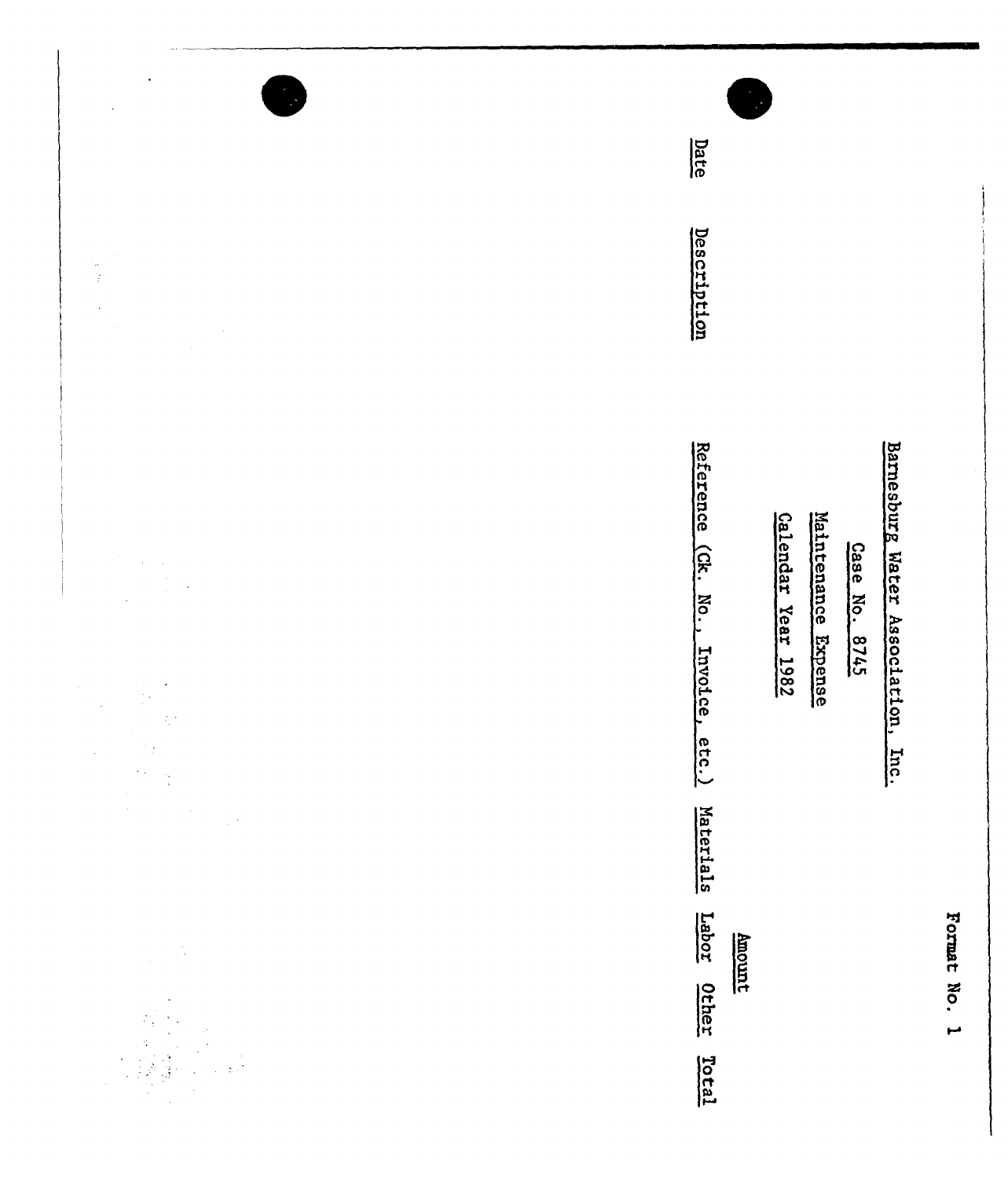Format No. 1

Barnesburg Water Association, Inc.

Case No. 8745

Maintenance Expense

Calendar Year 1982

| Date | Description | Reference (Ck. No., Invoice, etc.) | Amount | | | |
|---|---|---|---|---|---|---|
| | | | Materials | Labor | Other | Total |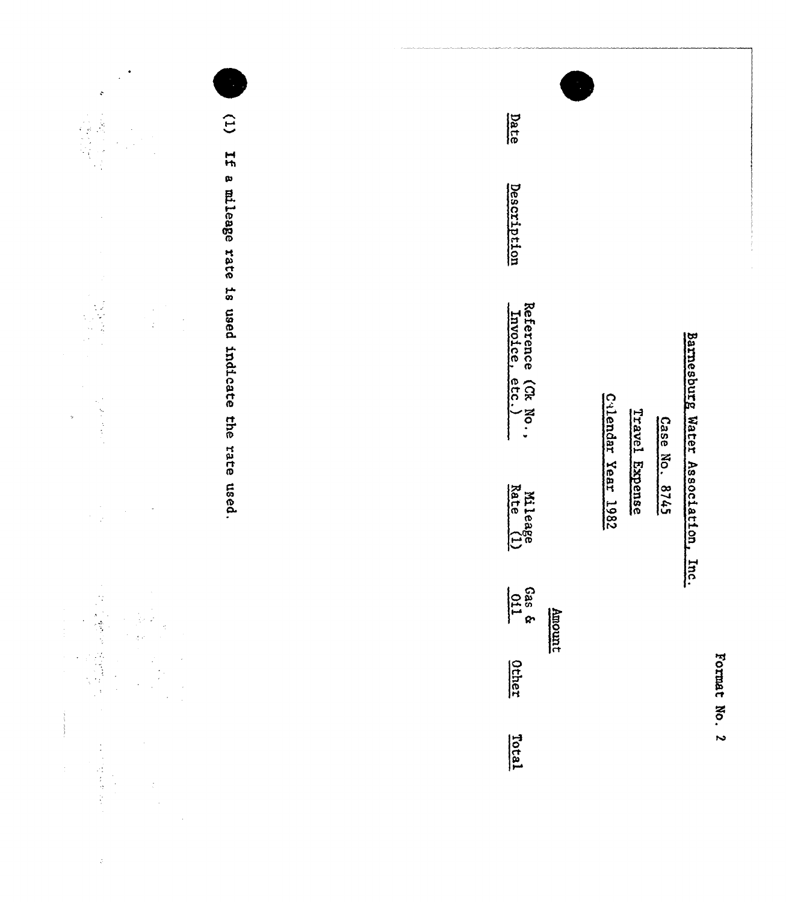Format No. 2

Barnesburg Water Association, Inc.

Case No. 8745

Travel Expense

Calendar Year 1982

| Date | Description | Reference (Ck No., Invoice, etc.) | Mileage Rate (1) | Amount | | |
|---|---|---|---|---|---|---|
| | | | | Gas & Oil | Other | Total |

(1) If a mileage rate is used indicate the rate used.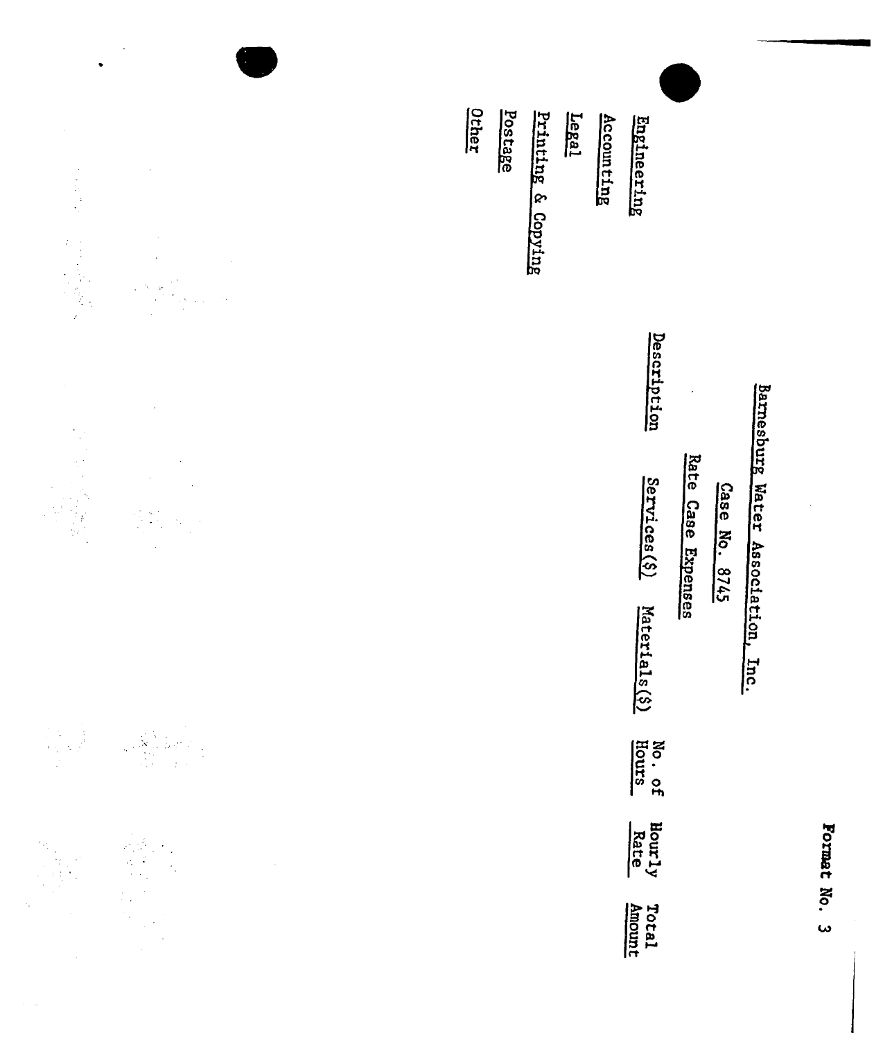Format No. 3

Barnesburg Water Association, Inc.

Case No. 8745

Rate Case Expenses

| Description | Services($) | Materials($) | No. of Hours | Hourly Rate | Total Amount |
|---|---|---|---|---|---|
| Engineering | | | | | |
| Accounting | | | | | |
| Legal | | | | | |
| Printing & Copying | | | | | |
| Postage | | | | | |
| Other | | | | | |